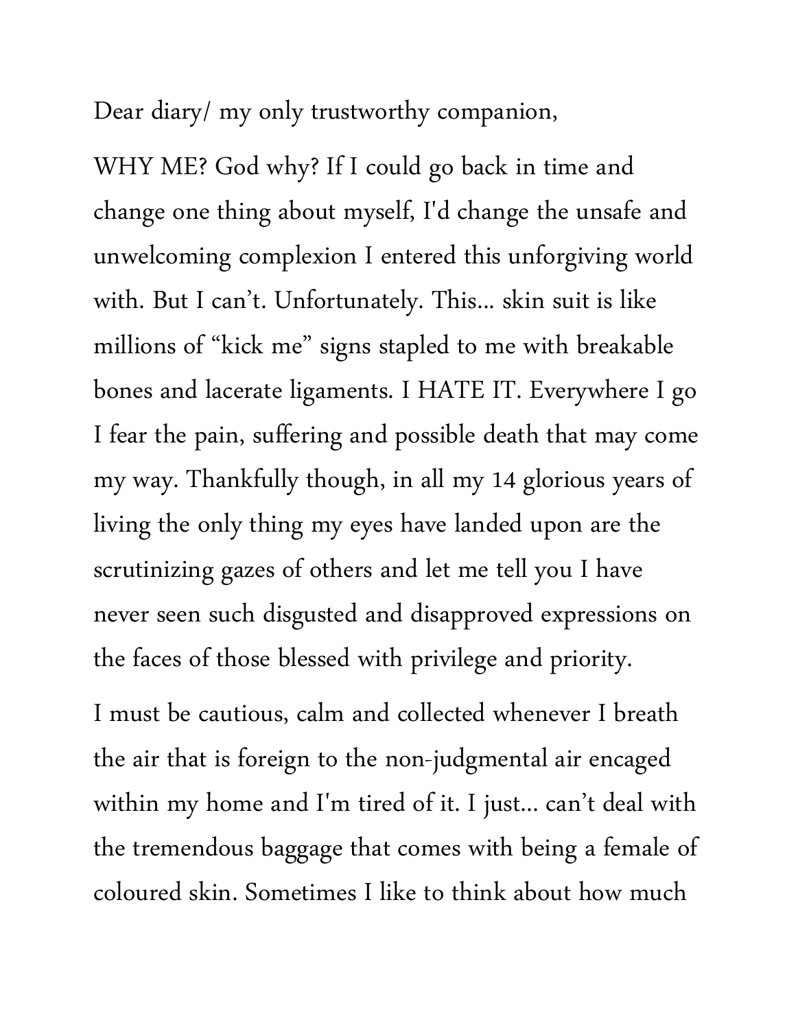Dear diary/ my only trustworthy companion,

WHY ME? God why? If I could go back in time and change one thing about myself, I'd change the unsafe and unwelcoming complexion I entered this unforgiving world with. But I can't. Unfortunately. This... skin suit is like millions of "kick me" signs stapled to me with breakable bones and lacerate ligaments. I HATE IT. Everywhere I go I fear the pain, suffering and possible death that may come my way. Thankfully though, in all my 14 glorious years of living the only thing my eyes have landed upon are the scrutinizing gazes of others and let me tell you I have never seen such disgusted and disapproved expressions on the faces of those blessed with privilege and priority.

I must be cautious, calm and collected whenever I breath the air that is foreign to the non-judgmental air encaged within my home and I'm tired of it. I just... can't deal with the tremendous baggage that comes with being a female of coloured skin. Sometimes I like to think about how much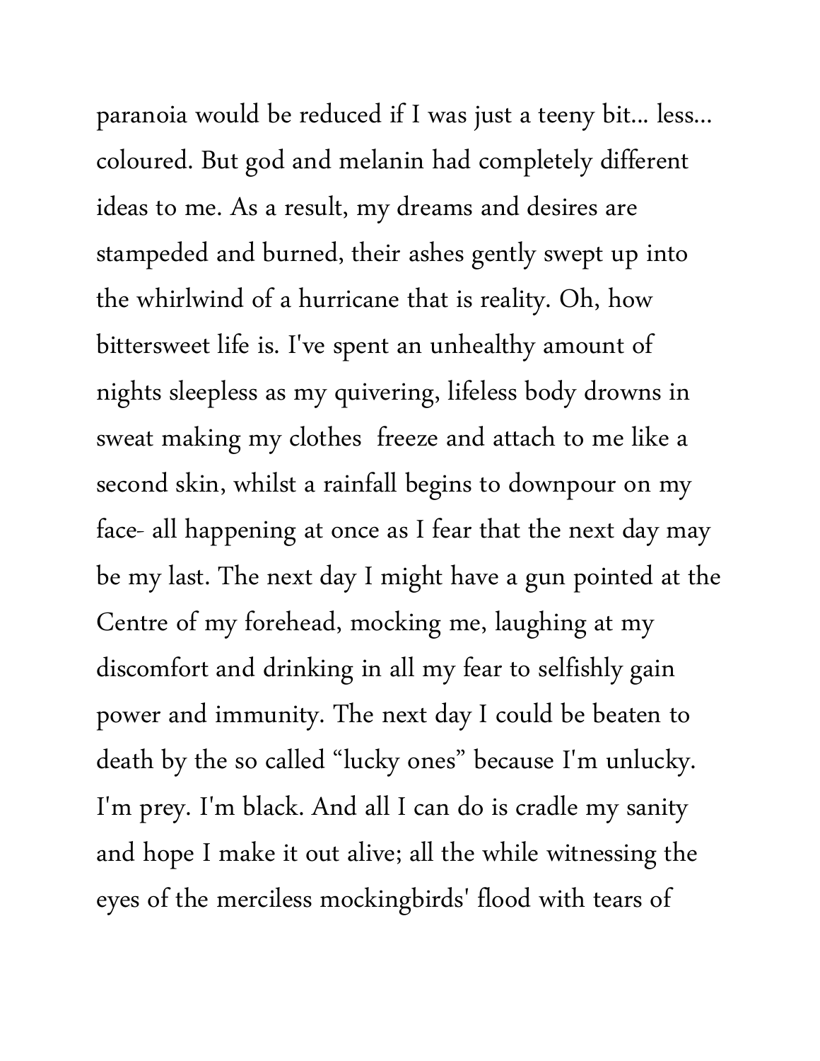paranoia would be reduced if I was just a teeny bit... less... coloured. But god and melanin had completely different ideas to me. As a result, my dreams and desires are stampeded and burned, their ashes gently swept up into the whirlwind of a hurricane that is reality. Oh, how bittersweet life is. I've spent an unhealthy amount of nights sleepless as my quivering, lifeless body drowns in sweat making my clothes  freeze and attach to me like a second skin, whilst a rainfall begins to downpour on my face- all happening at once as I fear that the next day may be my last. The next day I might have a gun pointed at the Centre of my forehead, mocking me, laughing at my discomfort and drinking in all my fear to selfishly gain power and immunity. The next day I could be beaten to death by the so called "lucky ones" because I'm unlucky. I'm prey. I'm black. And all I can do is cradle my sanity and hope I make it out alive; all the while witnessing the eyes of the merciless mockingbirds' flood with tears of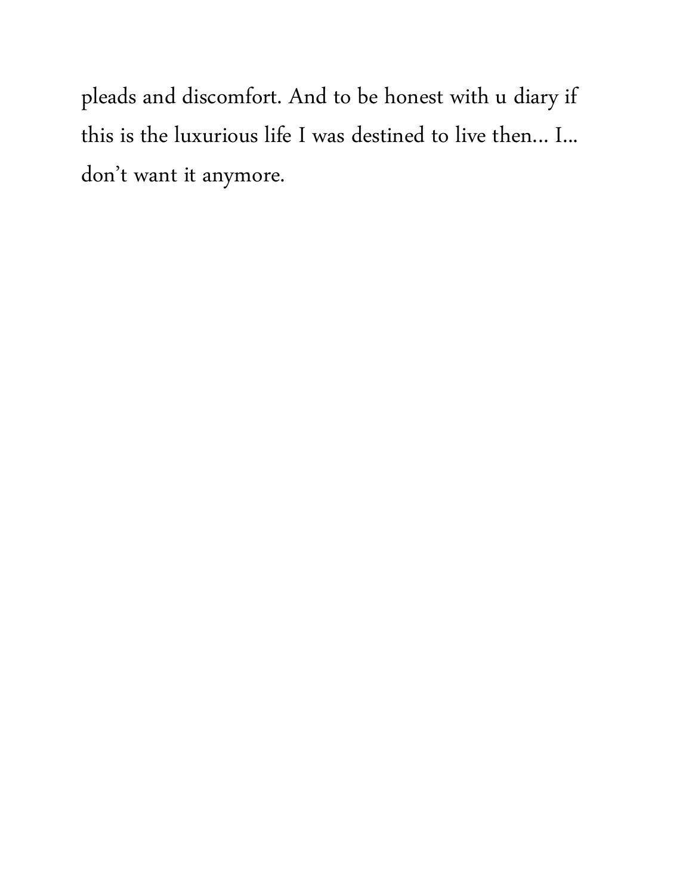pleads and discomfort. And to be honest with u diary if this is the luxurious life I was destined to live then... I... don't want it anymore.